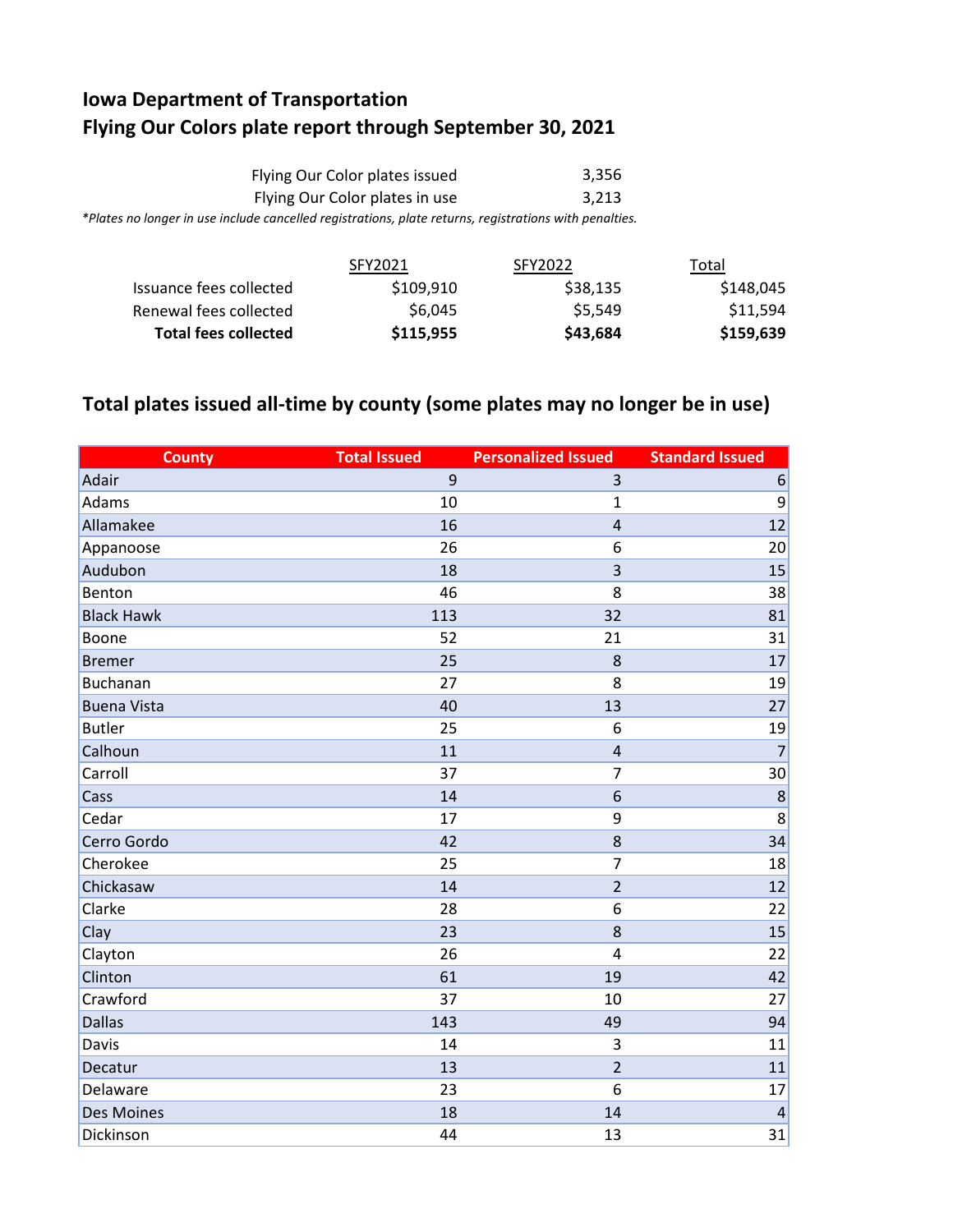# Iowa Department of Transportation
## Flying Our Colors plate report through September 30, 2021

| | |
|---|---|
| Flying Our Color plates issued | 3,356 |
| Flying Our Color plates in use | 3,213 |

*\*Plates no longer in use include cancelled registrations, plate returns, registrations with penalties.*

| | SFY2021 | SFY2022 | Total |
|---|---|---|---|
| Issuance fees collected | $109,910 | $38,135 | $148,045 |
| Renewal fees collected | $6,045 | $5,549 | $11,594 |
| **Total fees collected** | **$115,955** | **$43,684** | **$159,639** |

## Total plates issued all-time by county (some plates may no longer be in use)

| County | Total Issued | Personalized Issued | Standard Issued |
|---|---|---|---|
| Adair | 9 | 3 | 6 |
| Adams | 10 | 1 | 9 |
| Allamakee | 16 | 4 | 12 |
| Appanoose | 26 | 6 | 20 |
| Audubon | 18 | 3 | 15 |
| Benton | 46 | 8 | 38 |
| Black Hawk | 113 | 32 | 81 |
| Boone | 52 | 21 | 31 |
| Bremer | 25 | 8 | 17 |
| Buchanan | 27 | 8 | 19 |
| Buena Vista | 40 | 13 | 27 |
| Butler | 25 | 6 | 19 |
| Calhoun | 11 | 4 | 7 |
| Carroll | 37 | 7 | 30 |
| Cass | 14 | 6 | 8 |
| Cedar | 17 | 9 | 8 |
| Cerro Gordo | 42 | 8 | 34 |
| Cherokee | 25 | 7 | 18 |
| Chickasaw | 14 | 2 | 12 |
| Clarke | 28 | 6 | 22 |
| Clay | 23 | 8 | 15 |
| Clayton | 26 | 4 | 22 |
| Clinton | 61 | 19 | 42 |
| Crawford | 37 | 10 | 27 |
| Dallas | 143 | 49 | 94 |
| Davis | 14 | 3 | 11 |
| Decatur | 13 | 2 | 11 |
| Delaware | 23 | 6 | 17 |
| Des Moines | 18 | 14 | 4 |
| Dickinson | 44 | 13 | 31 |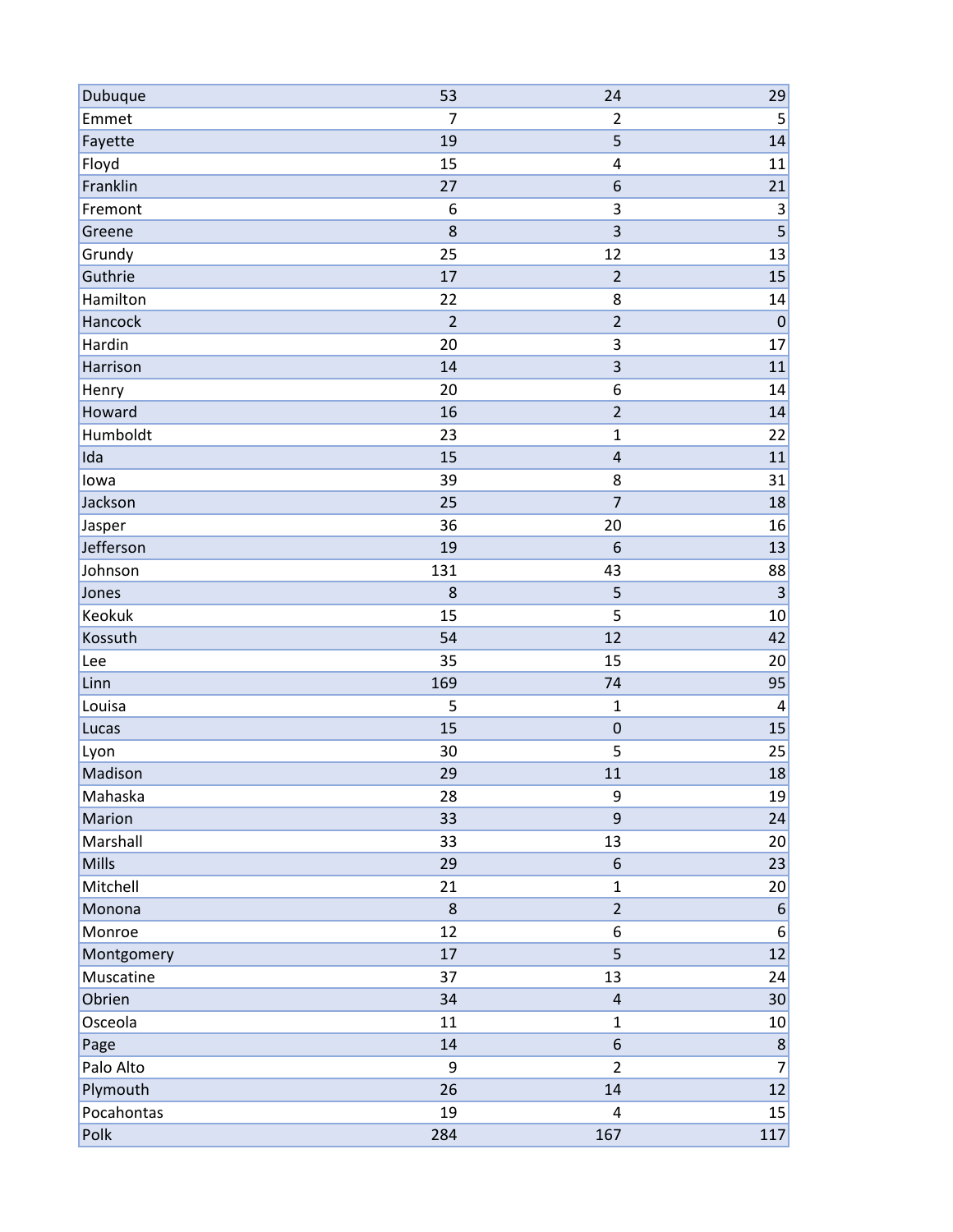| | | | |
|---|---|---|---|
| Dubuque | 53 | 24 | 29 |
| Emmet | 7 | 2 | 5 |
| Fayette | 19 | 5 | 14 |
| Floyd | 15 | 4 | 11 |
| Franklin | 27 | 6 | 21 |
| Fremont | 6 | 3 | 3 |
| Greene | 8 | 3 | 5 |
| Grundy | 25 | 12 | 13 |
| Guthrie | 17 | 2 | 15 |
| Hamilton | 22 | 8 | 14 |
| Hancock | 2 | 2 | 0 |
| Hardin | 20 | 3 | 17 |
| Harrison | 14 | 3 | 11 |
| Henry | 20 | 6 | 14 |
| Howard | 16 | 2 | 14 |
| Humboldt | 23 | 1 | 22 |
| Ida | 15 | 4 | 11 |
| Iowa | 39 | 8 | 31 |
| Jackson | 25 | 7 | 18 |
| Jasper | 36 | 20 | 16 |
| Jefferson | 19 | 6 | 13 |
| Johnson | 131 | 43 | 88 |
| Jones | 8 | 5 | 3 |
| Keokuk | 15 | 5 | 10 |
| Kossuth | 54 | 12 | 42 |
| Lee | 35 | 15 | 20 |
| Linn | 169 | 74 | 95 |
| Louisa | 5 | 1 | 4 |
| Lucas | 15 | 0 | 15 |
| Lyon | 30 | 5 | 25 |
| Madison | 29 | 11 | 18 |
| Mahaska | 28 | 9 | 19 |
| Marion | 33 | 9 | 24 |
| Marshall | 33 | 13 | 20 |
| Mills | 29 | 6 | 23 |
| Mitchell | 21 | 1 | 20 |
| Monona | 8 | 2 | 6 |
| Monroe | 12 | 6 | 6 |
| Montgomery | 17 | 5 | 12 |
| Muscatine | 37 | 13 | 24 |
| Obrien | 34 | 4 | 30 |
| Osceola | 11 | 1 | 10 |
| Page | 14 | 6 | 8 |
| Palo Alto | 9 | 2 | 7 |
| Plymouth | 26 | 14 | 12 |
| Pocahontas | 19 | 4 | 15 |
| Polk | 284 | 167 | 117 |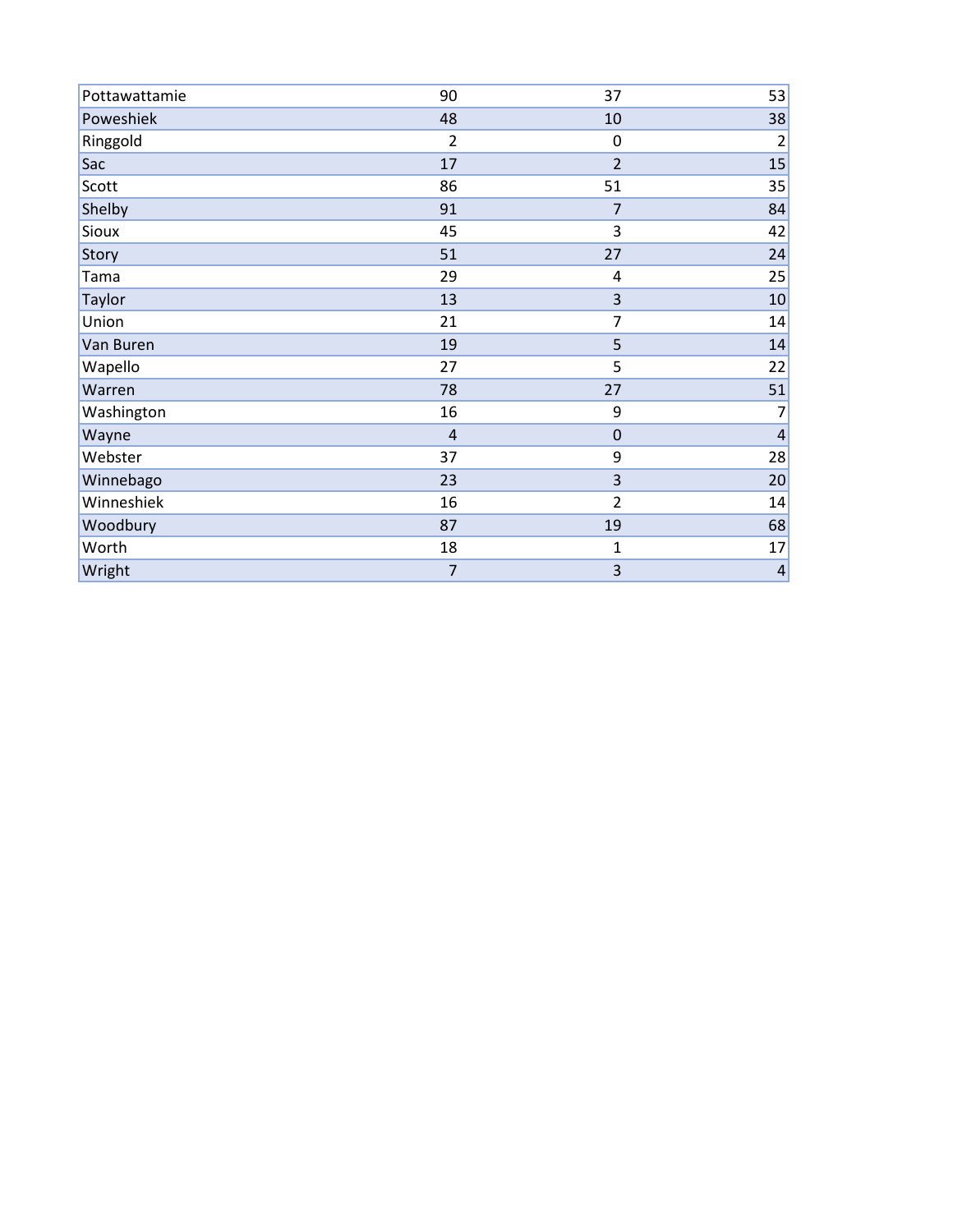| | | | |
|---|---|---|---|
| Pottawattamie | 90 | 37 | 53 |
| Poweshiek | 48 | 10 | 38 |
| Ringgold | 2 | 0 | 2 |
| Sac | 17 | 2 | 15 |
| Scott | 86 | 51 | 35 |
| Shelby | 91 | 7 | 84 |
| Sioux | 45 | 3 | 42 |
| Story | 51 | 27 | 24 |
| Tama | 29 | 4 | 25 |
| Taylor | 13 | 3 | 10 |
| Union | 21 | 7 | 14 |
| Van Buren | 19 | 5 | 14 |
| Wapello | 27 | 5 | 22 |
| Warren | 78 | 27 | 51 |
| Washington | 16 | 9 | 7 |
| Wayne | 4 | 0 | 4 |
| Webster | 37 | 9 | 28 |
| Winnebago | 23 | 3 | 20 |
| Winneshiek | 16 | 2 | 14 |
| Woodbury | 87 | 19 | 68 |
| Worth | 18 | 1 | 17 |
| Wright | 7 | 3 | 4 |